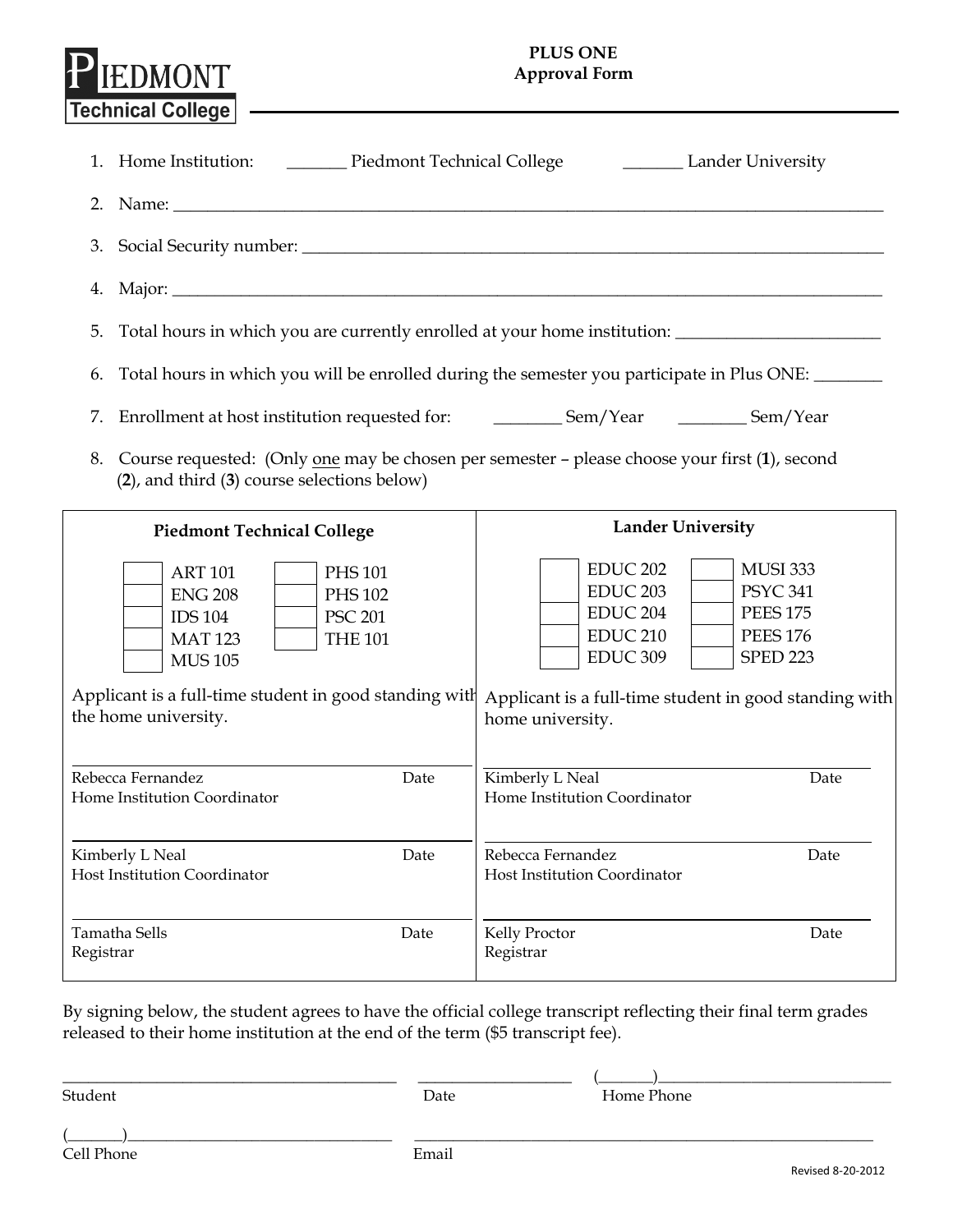PIEDMONT Technical College

# PLUS ONE Approval Form

1. Home Institution: _______ Piedmont Technical College _______ Lander University
2. Name: ______________________________________________
3. Social Security number: ______________________________________________
4. Major: ______________________________________________
5. Total hours in which you are currently enrolled at your home institution: ________________
6. Total hours in which you will be enrolled during the semester you participate in Plus ONE: ________
7. Enrollment at host institution requested for: ________ Sem/Year ________ Sem/Year
8. Course requested: (Only one may be chosen per semester – please choose your first (**1**), second (**2**), and third (**3**) course selections below)

| Piedmont Technical College | Lander University |
|---|---|
| ☐ ART 101 ☐ PHS 101<br>☐ ENG 208 ☐ PHS 102<br>☐ IDS 104 ☐ PSC 201<br>☐ MAT 123 ☐ THE 101<br>☐ MUS 105 | ☐ EDUC 202 ☐ MUSI 333<br>☐ EDUC 203 ☐ PSYC 341<br>☐ EDUC 204 ☐ PEES 175<br>☐ EDUC 210 ☐ PEES 176<br>☐ EDUC 309 ☐ SPED 223 |
| Applicant is a full-time student in good standing with the home university. | Applicant is a full-time student in good standing with home university. |
| ______________________________<br>Rebecca Fernandez — Date<br>Home Institution Coordinator | ______________________________<br>Kimberly L Neal — Date<br>Home Institution Coordinator |
| ______________________________<br>Kimberly L Neal — Date<br>Host Institution Coordinator | ______________________________<br>Rebecca Fernandez — Date<br>Host Institution Coordinator |
| ______________________________<br>Tamatha Sells — Date<br>Registrar | ______________________________<br>Kelly Proctor — Date<br>Registrar |

By signing below, the student agrees to have the official college transcript reflecting their final term grades released to their home institution at the end of the term ($5 transcript fee).

______________________________ Student    ______________ Date    (______)______________________ Home Phone

(______)______________________ Cell Phone    ______________________________ Email

Revised 8-20-2012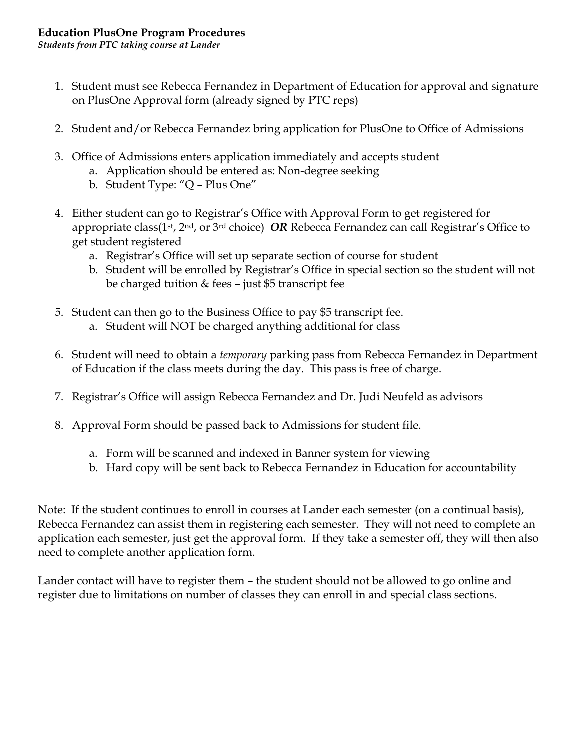**Education PlusOne Program Procedures**
***Students from PTC taking course at Lander***

1. Student must see Rebecca Fernandez in Department of Education for approval and signature on PlusOne Approval form (already signed by PTC reps)

2. Student and/or Rebecca Fernandez bring application for PlusOne to Office of Admissions

3. Office of Admissions enters application immediately and accepts student
   a. Application should be entered as: Non-degree seeking
   b. Student Type: "Q – Plus One"

4. Either student can go to Registrar's Office with Approval Form to get registered for appropriate class(1st, 2nd, or 3rd choice) ***OR*** Rebecca Fernandez can call Registrar's Office to get student registered
   a. Registrar's Office will set up separate section of course for student
   b. Student will be enrolled by Registrar's Office in special section so the student will not be charged tuition & fees – just $5 transcript fee

5. Student can then go to the Business Office to pay $5 transcript fee.
   a. Student will NOT be charged anything additional for class

6. Student will need to obtain a *temporary* parking pass from Rebecca Fernandez in Department of Education if the class meets during the day. This pass is free of charge.

7. Registrar's Office will assign Rebecca Fernandez and Dr. Judi Neufeld as advisors

8. Approval Form should be passed back to Admissions for student file.

   a. Form will be scanned and indexed in Banner system for viewing
   b. Hard copy will be sent back to Rebecca Fernandez in Education for accountability

Note: If the student continues to enroll in courses at Lander each semester (on a continual basis), Rebecca Fernandez can assist them in registering each semester. They will not need to complete an application each semester, just get the approval form. If they take a semester off, they will then also need to complete another application form.

Lander contact will have to register them – the student should not be allowed to go online and register due to limitations on number of classes they can enroll in and special class sections.